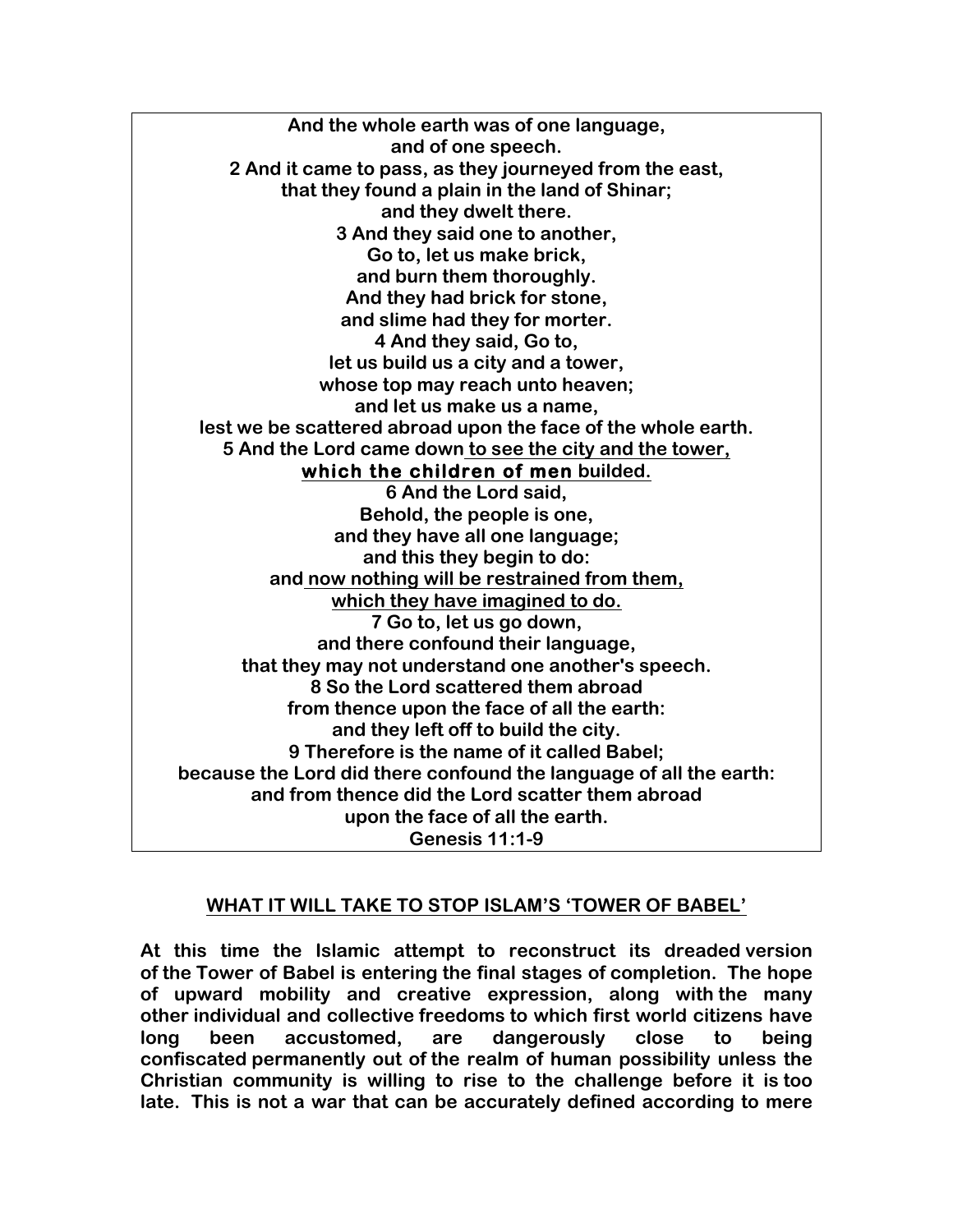**And the whole earth was of one language,**
**and of one speech.**
**2 And it came to pass, as they journeyed from the east,**
**that they found a plain in the land of Shinar;**
**and they dwelt there.**
**3 And they said one to another,**
**Go to, let us make brick,**
**and burn them thoroughly.**
**And they had brick for stone,**
**and slime had they for morter.**
**4 And they said, Go to,**
**let us build us a city and a tower,**
**whose top may reach unto heaven;**
**and let us make us a name,**
**lest we be scattered abroad upon the face of the whole earth.**
**5 And the Lord came down <u>to see the city and the tower,</u>**
**<u>which the children of men builded.</u>**
**6 And the Lord said,**
**Behold, the people is one,**
**and they have all one language;**
**and this they begin to do:**
**and <u>now nothing will be restrained from them,</u>**
**<u>which they have imagined to do.</u>**
**7 Go to, let us go down,**
**and there confound their language,**
**that they may not understand one another's speech.**
**8 So the Lord scattered them abroad**
**from thence upon the face of all the earth:**
**and they left off to build the city.**
**9 Therefore is the name of it called Babel;**
**because the Lord did there confound the language of all the earth:**
**and from thence did the Lord scatter them abroad**
**upon the face of all the earth.**
**Genesis 11:1-9**

## WHAT IT WILL TAKE TO STOP ISLAM'S 'TOWER OF BABEL'

**At this time the Islamic attempt to reconstruct its dreaded version of the Tower of Babel is entering the final stages of completion. The hope of upward mobility and creative expression, along with the many other individual and collective freedoms to which first world citizens have long been accustomed, are dangerously close to being confiscated permanently out of the realm of human possibility unless the Christian community is willing to rise to the challenge before it is too late. This is not a war that can be accurately defined according to mere**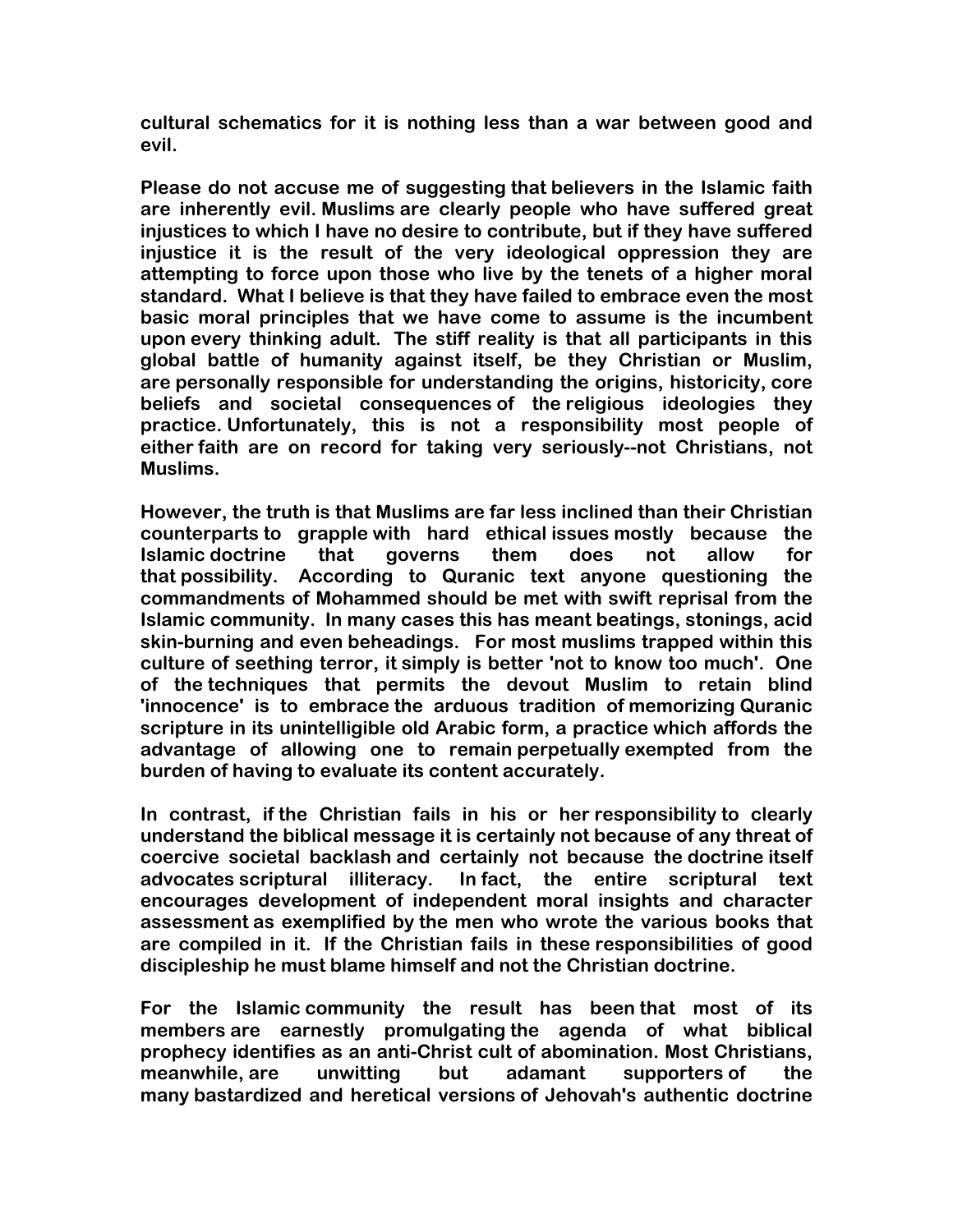**cultural schematics for it is nothing less than a war between good and evil.**

**Please do not accuse me of suggesting that believers in the Islamic faith are inherently evil. Muslims are clearly people who have suffered great injustices to which I have no desire to contribute, but if they have suffered injustice it is the result of the very ideological oppression they are attempting to force upon those who live by the tenets of a higher moral standard. What I believe is that they have failed to embrace even the most basic moral principles that we have come to assume is the incumbent upon every thinking adult. The stiff reality is that all participants in this global battle of humanity against itself, be they Christian or Muslim, are personally responsible for understanding the origins, historicity, core beliefs and societal consequences of the religious ideologies they practice. Unfortunately, this is not a responsibility most people of either faith are on record for taking very seriously--not Christians, not Muslims.**

**However, the truth is that Muslims are far less inclined than their Christian counterparts to grapple with hard ethical issues mostly because the Islamic doctrine that governs them does not allow for that possibility. According to Quranic text anyone questioning the commandments of Mohammed should be met with swift reprisal from the Islamic community. In many cases this has meant beatings, stonings, acid skin-burning and even beheadings. For most muslims trapped within this culture of seething terror, it simply is better 'not to know too much'. One of the techniques that permits the devout Muslim to retain blind 'innocence' is to embrace the arduous tradition of memorizing Quranic scripture in its unintelligible old Arabic form, a practice which affords the advantage of allowing one to remain perpetually exempted from the burden of having to evaluate its content accurately.**

**In contrast, if the Christian fails in his or her responsibility to clearly understand the biblical message it is certainly not because of any threat of coercive societal backlash and certainly not because the doctrine itself advocates scriptural illiteracy. In fact, the entire scriptural text encourages development of independent moral insights and character assessment as exemplified by the men who wrote the various books that are compiled in it. If the Christian fails in these responsibilities of good discipleship he must blame himself and not the Christian doctrine.**

**For the Islamic community the result has been that most of its members are earnestly promulgating the agenda of what biblical prophecy identifies as an anti-Christ cult of abomination. Most Christians, meanwhile, are unwitting but adamant supporters of the many bastardized and heretical versions of Jehovah's authentic doctrine**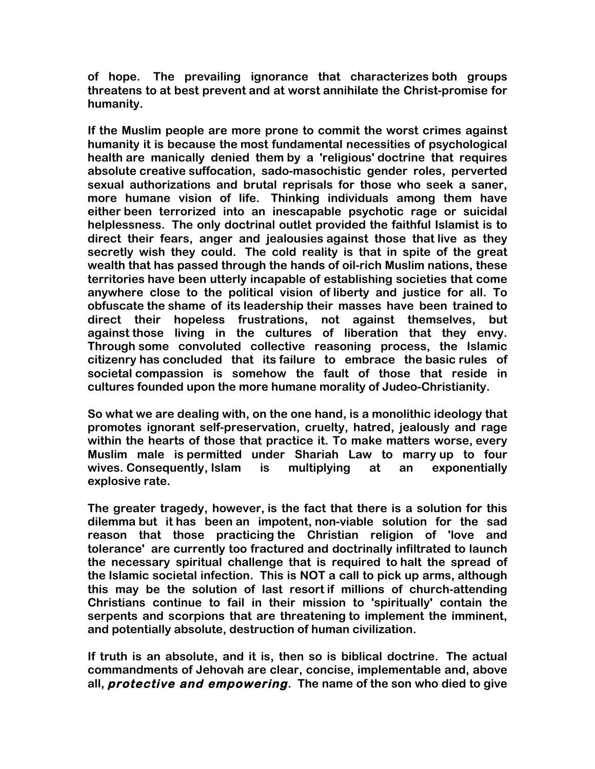of hope. The prevailing ignorance that characterizes both groups threatens to at best prevent and at worst annihilate the Christ-promise for humanity.

If the Muslim people are more prone to commit the worst crimes against humanity it is because the most fundamental necessities of psychological health are manically denied them by a 'religious' doctrine that requires absolute creative suffocation, sado-masochistic gender roles, perverted sexual authorizations and brutal reprisals for those who seek a saner, more humane vision of life. Thinking individuals among them have either been terrorized into an inescapable psychotic rage or suicidal helplessness. The only doctrinal outlet provided the faithful Islamist is to direct their fears, anger and jealousies against those that live as they secretly wish they could. The cold reality is that in spite of the great wealth that has passed through the hands of oil-rich Muslim nations, these territories have been utterly incapable of establishing societies that come anywhere close to the political vision of liberty and justice for all. To obfuscate the shame of its leadership their masses have been trained to direct their hopeless frustrations, not against themselves, but against those living in the cultures of liberation that they envy. Through some convoluted collective reasoning process, the Islamic citizenry has concluded that its failure to embrace the basic rules of societal compassion is somehow the fault of those that reside in cultures founded upon the more humane morality of Judeo-Christianity.

So what we are dealing with, on the one hand, is a monolithic ideology that promotes ignorant self-preservation, cruelty, hatred, jealously and rage within the hearts of those that practice it. To make matters worse, every Muslim male is permitted under Shariah Law to marry up to four wives. Consequently, Islam is multiplying at an exponentially explosive rate.

The greater tragedy, however, is the fact that there is a solution for this dilemma but it has been an impotent, non-viable solution for the sad reason that those practicing the Christian religion of 'love and tolerance' are currently too fractured and doctrinally infiltrated to launch the necessary spiritual challenge that is required to halt the spread of the Islamic societal infection. This is NOT a call to pick up arms, although this may be the solution of last resort if millions of church-attending Christians continue to fail in their mission to 'spiritually' contain the serpents and scorpions that are threatening to implement the imminent, and potentially absolute, destruction of human civilization.

If truth is an absolute, and it is, then so is biblical doctrine. The actual commandments of Jehovah are clear, concise, implementable and, above all, ***protective and empowering***. The name of the son who died to give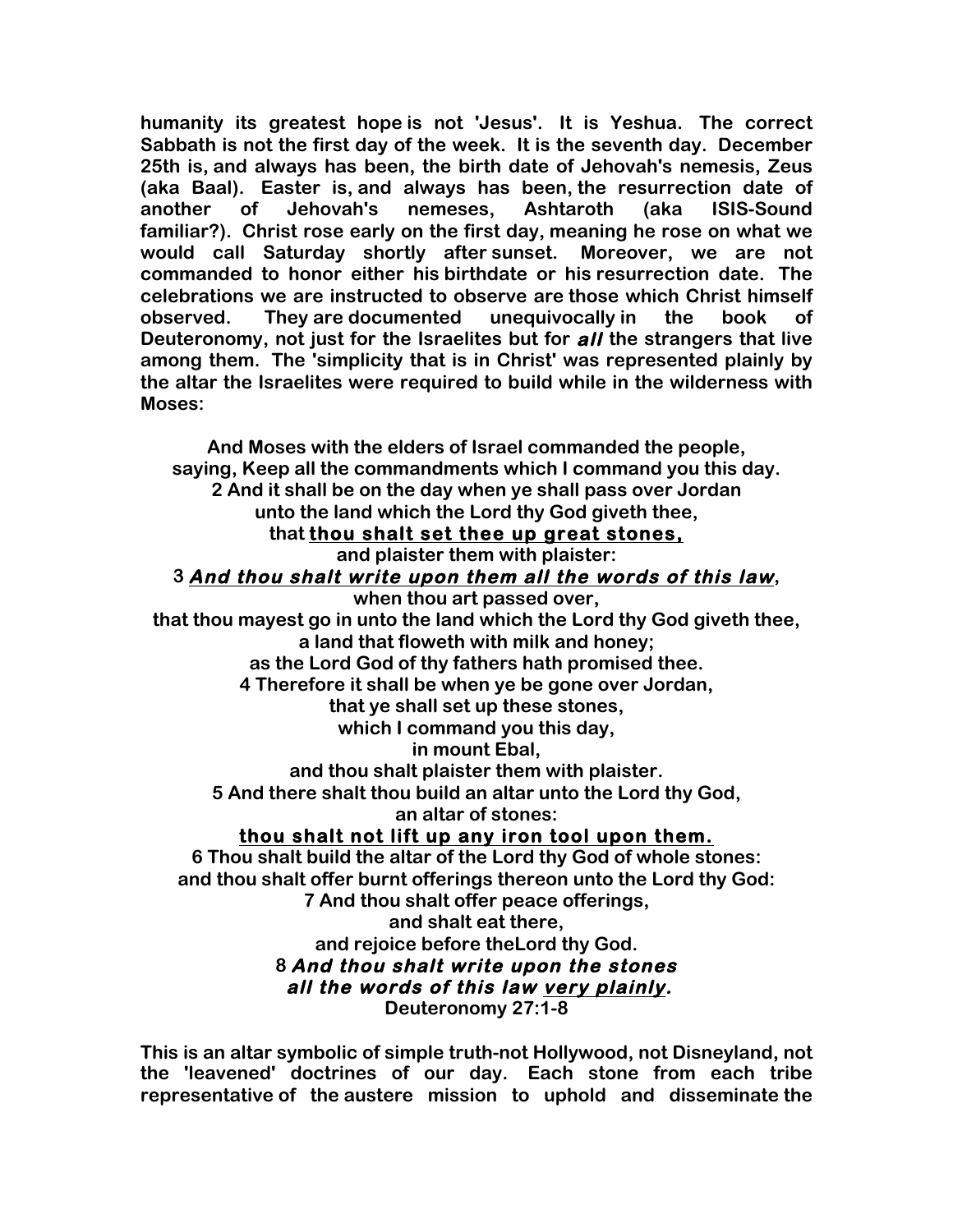**humanity its greatest hope is not 'Jesus'. It is Yeshua. The correct Sabbath is not the first day of the week. It is the seventh day. December 25th is, and always has been, the birth date of Jehovah's nemesis, Zeus (aka Baal). Easter is, and always has been, the resurrection date of another of Jehovah's nemeses, Ashtaroth (aka ISIS-Sound familiar?). Christ rose early on the first day, meaning he rose on what we would call Saturday shortly after sunset. Moreover, we are not commanded to honor either his birthdate or his resurrection date. The celebrations we are instructed to observe are those which Christ himself observed. They are documented unequivocally in the book of Deuteronomy, not just for the Israelites but for *all* the strangers that live among them. The 'simplicity that is in Christ' was represented plainly by the altar the Israelites were required to build while in the wilderness with Moses:**

**And Moses with the elders of Israel commanded the people,**
**saying, Keep all the commandments which I command you this day.**
**2 And it shall be on the day when ye shall pass over Jordan**
**unto the land which the Lord thy God giveth thee,**
**that <u>thou shalt set thee up great stones,</u>**
**and plaister them with plaister:**
**3 *And thou shalt write upon them all the words of this law*,**
**when thou art passed over,**
**that thou mayest go in unto the land which the Lord thy God giveth thee,**
**a land that floweth with milk and honey;**
**as the Lord God of thy fathers hath promised thee.**
**4 Therefore it shall be when ye be gone over Jordan,**
**that ye shall set up these stones,**
**which I command you this day,**
**in mount Ebal,**
**and thou shalt plaister them with plaister.**
**5 And there shalt thou build an altar unto the Lord thy God,**
**an altar of stones:**
**<u>thou shalt not lift up any iron tool upon them.</u>**
**6 Thou shalt build the altar of the Lord thy God of whole stones:**
**and thou shalt offer burnt offerings thereon unto the Lord thy God:**
**7 And thou shalt offer peace offerings,**
**and shalt eat there,**
**and rejoice before theLord thy God.**
**8 *And thou shalt write upon the stones***
***all the words of this law <u>very plainly</u>.***
**Deuteronomy 27:1-8**

**This is an altar symbolic of simple truth-not Hollywood, not Disneyland, not the 'leavened' doctrines of our day. Each stone from each tribe representative of the austere mission to uphold and disseminate the**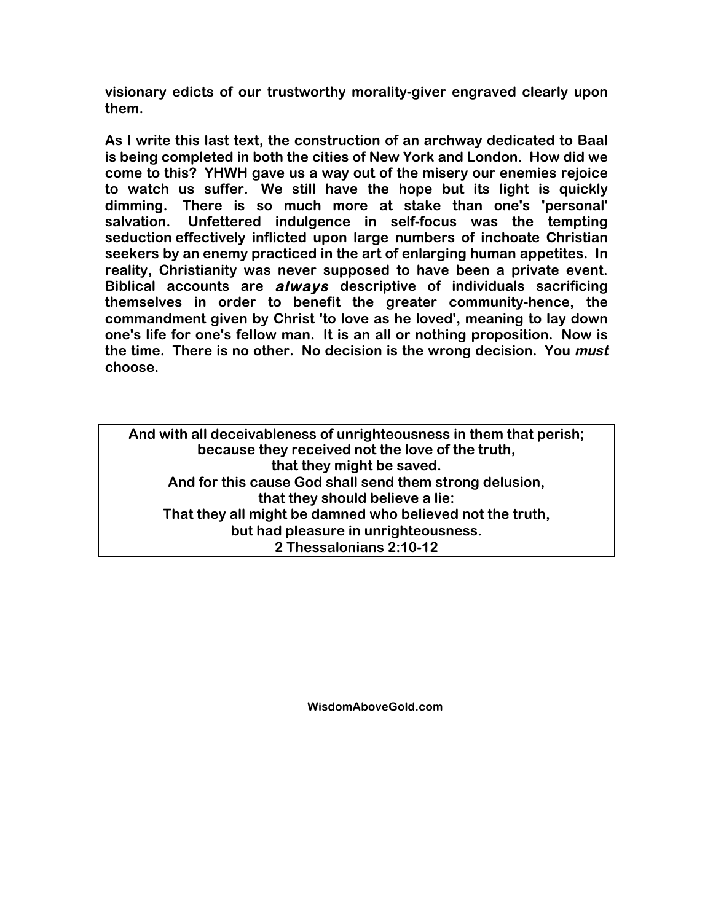**visionary edicts of our trustworthy morality-giver engraved clearly upon them.**

**As I write this last text, the construction of an archway dedicated to Baal is being completed in both the cities of New York and London. How did we come to this? YHWH gave us a way out of the misery our enemies rejoice to watch us suffer. We still have the hope but its light is quickly dimming. There is so much more at stake than one's 'personal' salvation. Unfettered indulgence in self-focus was the tempting seduction effectively inflicted upon large numbers of inchoate Christian seekers by an enemy practiced in the art of enlarging human appetites. In reality, Christianity was never supposed to have been a private event. Biblical accounts are *always* descriptive of individuals sacrificing themselves in order to benefit the greater community-hence, the commandment given by Christ 'to love as he loved', meaning to lay down one's life for one's fellow man. It is an all or nothing proposition. Now is the time. There is no other. No decision is the wrong decision. You *must* choose.**

**And with all deceivableness of unrighteousness in them that perish;**
**because they received not the love of the truth,**
**that they might be saved.**
**And for this cause God shall send them strong delusion,**
**that they should believe a lie:**
**That they all might be damned who believed not the truth,**
**but had pleasure in unrighteousness.**
**2 Thessalonians 2:10-12**

**WisdomAboveGold.com**